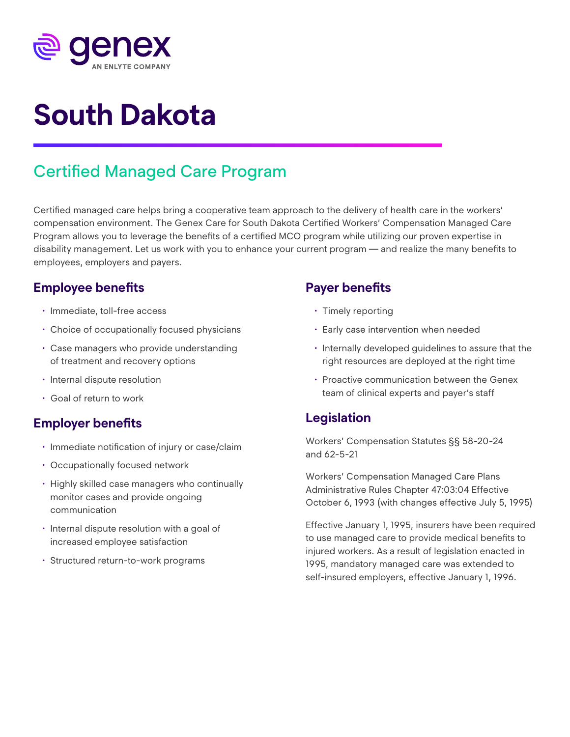genex

AN ENLYTE COMPANY

# South Dakota

## Certified Managed Care Program

Certified managed care helps bring a cooperative team approach to the delivery of health care in the workers' compensation environment. The Genex Care for South Dakota Certified Workers' Compensation Managed Care Program allows you to leverage the benefits of a certified MCO program while utilizing our proven expertise in disability management. Let us work with you to enhance your current program — and realize the many benefits to employees, employers and payers.

### Employee benefits

- Immediate, toll-free access
- Choice of occupationally focused physicians
- Case managers who provide understanding of treatment and recovery options
- Internal dispute resolution
- Goal of return to work

### Employer benefits

- Immediate notification of injury or case/claim
- Occupationally focused network
- Highly skilled case managers who continually monitor cases and provide ongoing communication
- Internal dispute resolution with a goal of increased employee satisfaction
- Structured return-to-work programs

### Payer benefits

- Timely reporting
- Early case intervention when needed
- Internally developed guidelines to assure that the right resources are deployed at the right time
- Proactive communication between the Genex team of clinical experts and payer's staff

### Legislation

Workers' Compensation Statutes §§ 58-20-24 and 62-5-21

Workers' Compensation Managed Care Plans Administrative Rules Chapter 47:03:04 Effective October 6, 1993 (with changes effective July 5, 1995)

Effective January 1, 1995, insurers have been required to use managed care to provide medical benefits to injured workers. As a result of legislation enacted in 1995, mandatory managed care was extended to self-insured employers, effective January 1, 1996.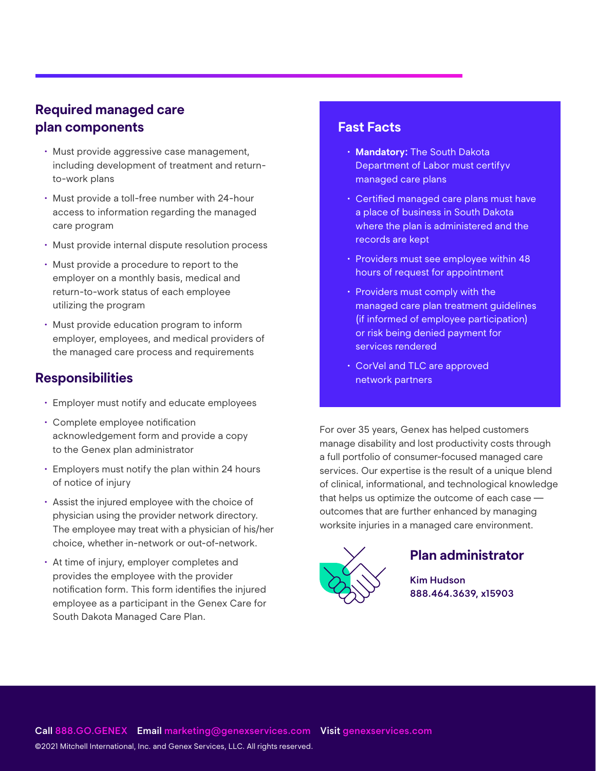## Required managed care plan components

- Must provide aggressive case management, including development of treatment and return-to-work plans
- Must provide a toll-free number with 24-hour access to information regarding the managed care program
- Must provide internal dispute resolution process
- Must provide a procedure to report to the employer on a monthly basis, medical and return-to-work status of each employee utilizing the program
- Must provide education program to inform employer, employees, and medical providers of the managed care process and requirements

## Responsibilities

- Employer must notify and educate employees
- Complete employee notification acknowledgement form and provide a copy to the Genex plan administrator
- Employers must notify the plan within 24 hours of notice of injury
- Assist the injured employee with the choice of physician using the provider network directory. The employee may treat with a physician of his/her choice, whether in-network or out-of-network.
- At time of injury, employer completes and provides the employee with the provider notification form. This form identifies the injured employee as a participant in the Genex Care for South Dakota Managed Care Plan.

## Fast Facts

- **Mandatory:** The South Dakota Department of Labor must certifyv managed care plans
- Certified managed care plans must have a place of business in South Dakota where the plan is administered and the records are kept
- Providers must see employee within 48 hours of request for appointment
- Providers must comply with the managed care plan treatment guidelines (if informed of employee participation) or risk being denied payment for services rendered
- CorVel and TLC are approved network partners

For over 35 years, Genex has helped customers manage disability and lost productivity costs through a full portfolio of consumer-focused managed care services. Our expertise is the result of a unique blend of clinical, informational, and technological knowledge that helps us optimize the outcome of each case — outcomes that are further enhanced by managing worksite injuries in a managed care environment.

## Plan administrator

**Kim Hudson**
**888.464.3639, x15903**

**Call** 888.GO.GENEX **Email** marketing@genexservices.com **Visit** genexservices.com

©2021 Mitchell International, Inc. and Genex Services, LLC. All rights reserved.